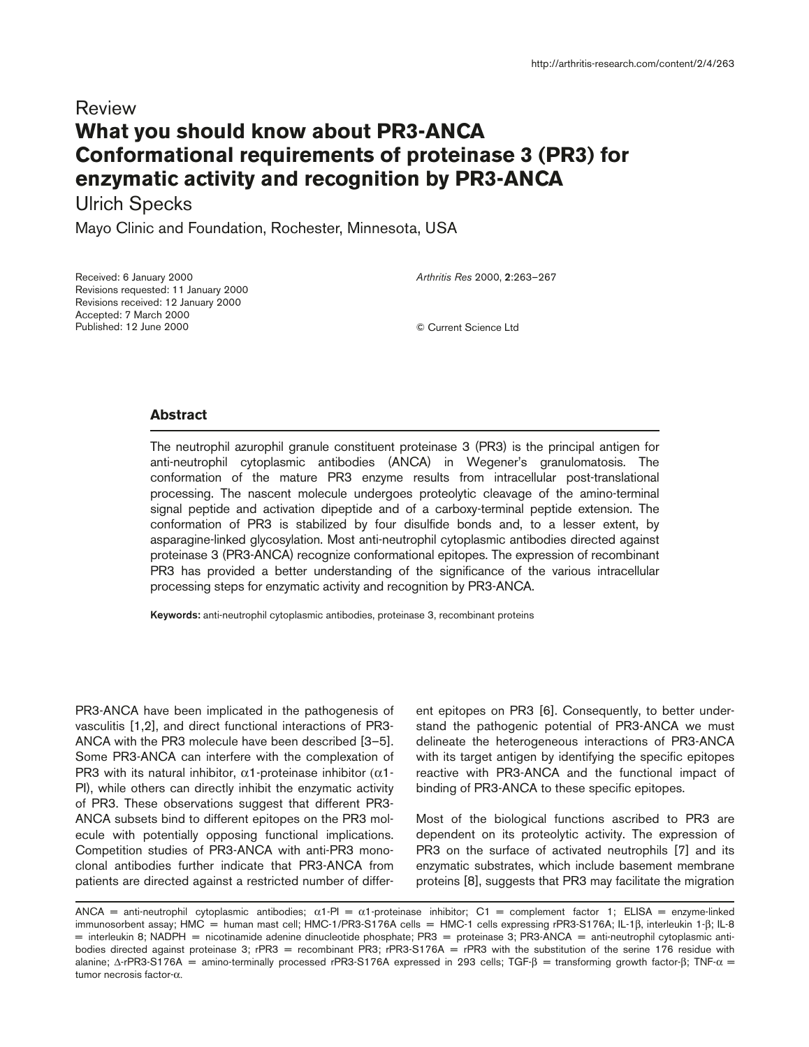Review

# What you should know about PR3-ANCA Conformational requirements of proteinase 3 (PR3) for enzymatic activity and recognition by PR3-ANCA

Ulrich Specks

Mayo Clinic and Foundation, Rochester, Minnesota, USA

Received: 6 January 2000
Revisions requested: 11 January 2000
Revisions received: 12 January 2000
Accepted: 7 March 2000
Published: 12 June 2000

*Arthritis Res* 2000, **2**:263–267

© Current Science Ltd

## Abstract

The neutrophil azurophil granule constituent proteinase 3 (PR3) is the principal antigen for anti-neutrophil cytoplasmic antibodies (ANCA) in Wegener's granulomatosis. The conformation of the mature PR3 enzyme results from intracellular post-translational processing. The nascent molecule undergoes proteolytic cleavage of the amino-terminal signal peptide and activation dipeptide and of a carboxy-terminal peptide extension. The conformation of PR3 is stabilized by four disulfide bonds and, to a lesser extent, by asparagine-linked glycosylation. Most anti-neutrophil cytoplasmic antibodies directed against proteinase 3 (PR3-ANCA) recognize conformational epitopes. The expression of recombinant PR3 has provided a better understanding of the significance of the various intracellular processing steps for enzymatic activity and recognition by PR3-ANCA.

**Keywords:** anti-neutrophil cytoplasmic antibodies, proteinase 3, recombinant proteins

PR3-ANCA have been implicated in the pathogenesis of vasculitis [1,2], and direct functional interactions of PR3-ANCA with the PR3 molecule have been described [3–5]. Some PR3-ANCA can interfere with the complexation of PR3 with its natural inhibitor, α1-proteinase inhibitor (α1-PI), while others can directly inhibit the enzymatic activity of PR3. These observations suggest that different PR3-ANCA subsets bind to different epitopes on the PR3 molecule with potentially opposing functional implications. Competition studies of PR3-ANCA with anti-PR3 monoclonal antibodies further indicate that PR3-ANCA from patients are directed against a restricted number of different epitopes on PR3 [6]. Consequently, to better understand the pathogenic potential of PR3-ANCA we must delineate the heterogeneous interactions of PR3-ANCA with its target antigen by identifying the specific epitopes reactive with PR3-ANCA and the functional impact of binding of PR3-ANCA to these specific epitopes.

Most of the biological functions ascribed to PR3 are dependent on its proteolytic activity. The expression of PR3 on the surface of activated neutrophils [7] and its enzymatic substrates, which include basement membrane proteins [8], suggests that PR3 may facilitate the migration

ANCA = anti-neutrophil cytoplasmic antibodies; α1-PI = α1-proteinase inhibitor; C1 = complement factor 1; ELISA = enzyme-linked immunosorbent assay; HMC = human mast cell; HMC-1/PR3-S176A cells = HMC-1 cells expressing rPR3-S176A; IL-1β, interleukin 1-β; IL-8 = interleukin 8; NADPH = nicotinamide adenine dinucleotide phosphate; PR3 = proteinase 3; PR3-ANCA = anti-neutrophil cytoplasmic antibodies directed against proteinase 3; rPR3 = recombinant PR3; rPR3-S176A = rPR3 with the substitution of the serine 176 residue with alanine; Δ-rPR3-S176A = amino-terminally processed rPR3-S176A expressed in 293 cells; TGF-β = transforming growth factor-β; TNF-α = tumor necrosis factor-α.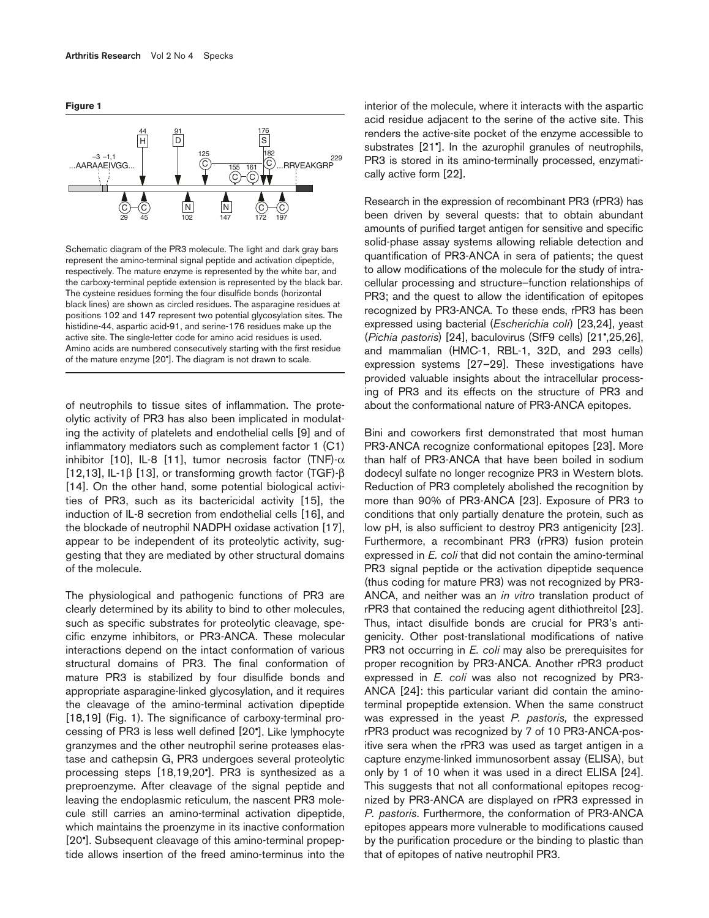**Figure 1**

Schematic diagram of the PR3 molecule. The light and dark gray bars represent the amino-terminal signal peptide and activation dipeptide, respectively. The mature enzyme is represented by the white bar, and the carboxy-terminal peptide extension is represented by the black bar. The cysteine residues forming the four disulfide bonds (horizontal black lines) are shown as circled residues. The asparagine residues at positions 102 and 147 represent two potential glycosylation sites. The histidine-44, aspartic acid-91, and serine-176 residues make up the active site. The single-letter code for amino acid residues is used. Amino acids are numbered consecutively starting with the first residue of the mature enzyme [20•]. The diagram is not drawn to scale.

of neutrophils to tissue sites of inflammation. The proteolytic activity of PR3 has also been implicated in modulating the activity of platelets and endothelial cells [9] and of inflammatory mediators such as complement factor 1 (C1) inhibitor [10], IL-8 [11], tumor necrosis factor (TNF)-α [12,13], IL-1β [13], or transforming growth factor (TGF)-β [14]. On the other hand, some potential biological activities of PR3, such as its bactericidal activity [15], the induction of IL-8 secretion from endothelial cells [16], and the blockade of neutrophil NADPH oxidase activation [17], appear to be independent of its proteolytic activity, suggesting that they are mediated by other structural domains of the molecule.

The physiological and pathogenic functions of PR3 are clearly determined by its ability to bind to other molecules, such as specific substrates for proteolytic cleavage, specific enzyme inhibitors, or PR3-ANCA. These molecular interactions depend on the intact conformation of various structural domains of PR3. The final conformation of mature PR3 is stabilized by four disulfide bonds and appropriate asparagine-linked glycosylation, and it requires the cleavage of the amino-terminal activation dipeptide [18,19] (Fig. 1). The significance of carboxy-terminal processing of PR3 is less well defined [20•]. Like lymphocyte granzymes and the other neutrophil serine proteases elastase and cathepsin G, PR3 undergoes several proteolytic processing steps [18,19,20•]. PR3 is synthesized as a preproenzyme. After cleavage of the signal peptide and leaving the endoplasmic reticulum, the nascent PR3 molecule still carries an amino-terminal activation dipeptide, which maintains the proenzyme in its inactive conformation [20•]. Subsequent cleavage of this amino-terminal propeptide allows insertion of the freed amino-terminus into the interior of the molecule, where it interacts with the aspartic acid residue adjacent to the serine of the active site. This renders the active-site pocket of the enzyme accessible to substrates [21•]. In the azurophil granules of neutrophils, PR3 is stored in its amino-terminally processed, enzymatically active form [22].

Research in the expression of recombinant PR3 (rPR3) has been driven by several quests: that to obtain abundant amounts of purified target antigen for sensitive and specific solid-phase assay systems allowing reliable detection and quantification of PR3-ANCA in sera of patients; the quest to allow modifications of the molecule for the study of intracellular processing and structure–function relationships of PR3; and the quest to allow the identification of epitopes recognized by PR3-ANCA. To these ends, rPR3 has been expressed using bacterial (*Escherichia coli*) [23,24], yeast (*Pichia pastoris*) [24], baculovirus (SfF9 cells) [21•,25,26], and mammalian (HMC-1, RBL-1, 32D, and 293 cells) expression systems [27–29]. These investigations have provided valuable insights about the intracellular processing of PR3 and its effects on the structure of PR3 and about the conformational nature of PR3-ANCA epitopes.

Bini and coworkers first demonstrated that most human PR3-ANCA recognize conformational epitopes [23]. More than half of PR3-ANCA that have been boiled in sodium dodecyl sulfate no longer recognize PR3 in Western blots. Reduction of PR3 completely abolished the recognition by more than 90% of PR3-ANCA [23]. Exposure of PR3 to conditions that only partially denature the protein, such as low pH, is also sufficient to destroy PR3 antigenicity [23]. Furthermore, a recombinant PR3 (rPR3) fusion protein expressed in *E. coli* that did not contain the amino-terminal PR3 signal peptide or the activation dipeptide sequence (thus coding for mature PR3) was not recognized by PR3-ANCA, and neither was an *in vitro* translation product of rPR3 that contained the reducing agent dithiothreitol [23]. Thus, intact disulfide bonds are crucial for PR3's antigenicity. Other post-translational modifications of native PR3 not occurring in *E. coli* may also be prerequisites for proper recognition by PR3-ANCA. Another rPR3 product expressed in *E. coli* was also not recognized by PR3-ANCA [24]: this particular variant did contain the amino-terminal propeptide extension. When the same construct was expressed in the yeast *P. pastoris,* the expressed rPR3 product was recognized by 7 of 10 PR3-ANCA-positive sera when the rPR3 was used as target antigen in a capture enzyme-linked immunosorbent assay (ELISA), but only by 1 of 10 when it was used in a direct ELISA [24]. This suggests that not all conformational epitopes recognized by PR3-ANCA are displayed on rPR3 expressed in *P. pastoris*. Furthermore, the conformation of PR3-ANCA epitopes appears more vulnerable to modifications caused by the purification procedure or the binding to plastic than that of epitopes of native neutrophil PR3.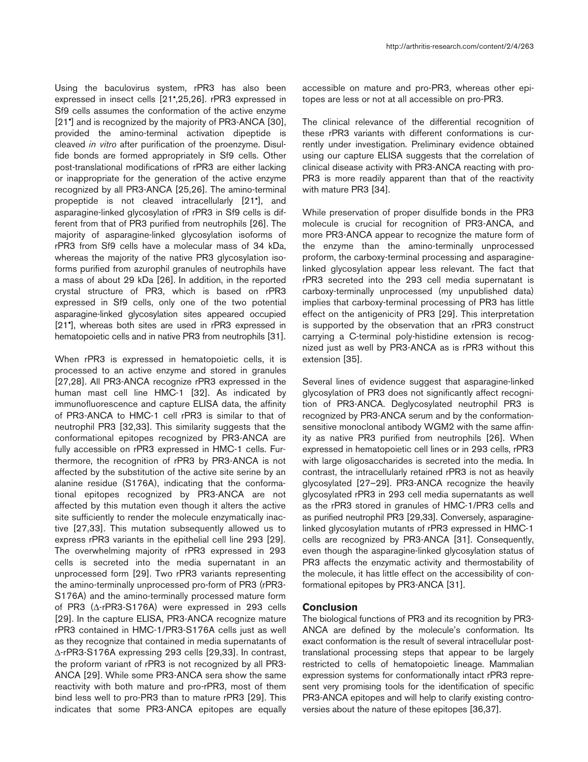Using the baculovirus system, rPR3 has also been expressed in insect cells [21•,25,26]. rPR3 expressed in Sf9 cells assumes the conformation of the active enzyme [21•] and is recognized by the majority of PR3-ANCA [30], provided the amino-terminal activation dipeptide is cleaved *in vitro* after purification of the proenzyme. Disulfide bonds are formed appropriately in Sf9 cells. Other post-translational modifications of rPR3 are either lacking or inappropriate for the generation of the active enzyme recognized by all PR3-ANCA [25,26]. The amino-terminal propeptide is not cleaved intracellularly [21•], and asparagine-linked glycosylation of rPR3 in Sf9 cells is different from that of PR3 purified from neutrophils [26]. The majority of asparagine-linked glycosylation isoforms of rPR3 from Sf9 cells have a molecular mass of 34 kDa, whereas the majority of the native PR3 glycosylation isoforms purified from azurophil granules of neutrophils have a mass of about 29 kDa [26]. In addition, in the reported crystal structure of PR3, which is based on rPR3 expressed in Sf9 cells, only one of the two potential asparagine-linked glycosylation sites appeared occupied [21•], whereas both sites are used in rPR3 expressed in hematopoietic cells and in native PR3 from neutrophils [31].

When rPR3 is expressed in hematopoietic cells, it is processed to an active enzyme and stored in granules [27,28]. All PR3-ANCA recognize rPR3 expressed in the human mast cell line HMC-1 [32]. As indicated by immunofluorescence and capture ELISA data, the affinity of PR3-ANCA to HMC-1 cell rPR3 is similar to that of neutrophil PR3 [32,33]. This similarity suggests that the conformational epitopes recognized by PR3-ANCA are fully accessible on rPR3 expressed in HMC-1 cells. Furthermore, the recognition of rPR3 by PR3-ANCA is not affected by the substitution of the active site serine by an alanine residue (S176A), indicating that the conformational epitopes recognized by PR3-ANCA are not affected by this mutation even though it alters the active site sufficiently to render the molecule enzymatically inactive [27,33]. This mutation subsequently allowed us to express rPR3 variants in the epithelial cell line 293 [29]. The overwhelming majority of rPR3 expressed in 293 cells is secreted into the media supernatant in an unprocessed form [29]. Two rPR3 variants representing the amino-terminally unprocessed pro-form of PR3 (rPR3-S176A) and the amino-terminally processed mature form of PR3 (Δ-rPR3-S176A) were expressed in 293 cells [29]. In the capture ELISA, PR3-ANCA recognize mature rPR3 contained in HMC-1/PR3-S176A cells just as well as they recognize that contained in media supernatants of Δ-rPR3-S176A expressing 293 cells [29,33]. In contrast, the proform variant of rPR3 is not recognized by all PR3-ANCA [29]. While some PR3-ANCA sera show the same reactivity with both mature and pro-rPR3, most of them bind less well to pro-PR3 than to mature rPR3 [29]. This indicates that some PR3-ANCA epitopes are equally accessible on mature and pro-PR3, whereas other epitopes are less or not at all accessible on pro-PR3.

The clinical relevance of the differential recognition of these rPR3 variants with different conformations is currently under investigation. Preliminary evidence obtained using our capture ELISA suggests that the correlation of clinical disease activity with PR3-ANCA reacting with pro-PR3 is more readily apparent than that of the reactivity with mature PR3 [34].

While preservation of proper disulfide bonds in the PR3 molecule is crucial for recognition of PR3-ANCA, and more PR3-ANCA appear to recognize the mature form of the enzyme than the amino-terminally unprocessed proform, the carboxy-terminal processing and asparagine-linked glycosylation appear less relevant. The fact that rPR3 secreted into the 293 cell media supernatant is carboxy-terminally unprocessed (my unpublished data) implies that carboxy-terminal processing of PR3 has little effect on the antigenicity of PR3 [29]. This interpretation is supported by the observation that an rPR3 construct carrying a C-terminal poly-histidine extension is recognized just as well by PR3-ANCA as is rPR3 without this extension [35].

Several lines of evidence suggest that asparagine-linked glycosylation of PR3 does not significantly affect recognition of PR3-ANCA. Deglycosylated neutrophil PR3 is recognized by PR3-ANCA serum and by the conformation-sensitive monoclonal antibody WGM2 with the same affinity as native PR3 purified from neutrophils [26]. When expressed in hematopoietic cell lines or in 293 cells, rPR3 with large oligosaccharides is secreted into the media. In contrast, the intracellularly retained rPR3 is not as heavily glycosylated [27–29]. PR3-ANCA recognize the heavily glycosylated rPR3 in 293 cell media supernatants as well as the rPR3 stored in granules of HMC-1/PR3 cells and as purified neutrophil PR3 [29,33]. Conversely, asparagine-linked glycosylation mutants of rPR3 expressed in HMC-1 cells are recognized by PR3-ANCA [31]. Consequently, even though the asparagine-linked glycosylation status of PR3 affects the enzymatic activity and thermostability of the molecule, it has little effect on the accessibility of conformational epitopes by PR3-ANCA [31].

## Conclusion

The biological functions of PR3 and its recognition by PR3-ANCA are defined by the molecule's conformation. Its exact conformation is the result of several intracellular post-translational processing steps that appear to be largely restricted to cells of hematopoietic lineage. Mammalian expression systems for conformationally intact rPR3 represent very promising tools for the identification of specific PR3-ANCA epitopes and will help to clarify existing controversies about the nature of these epitopes [36,37].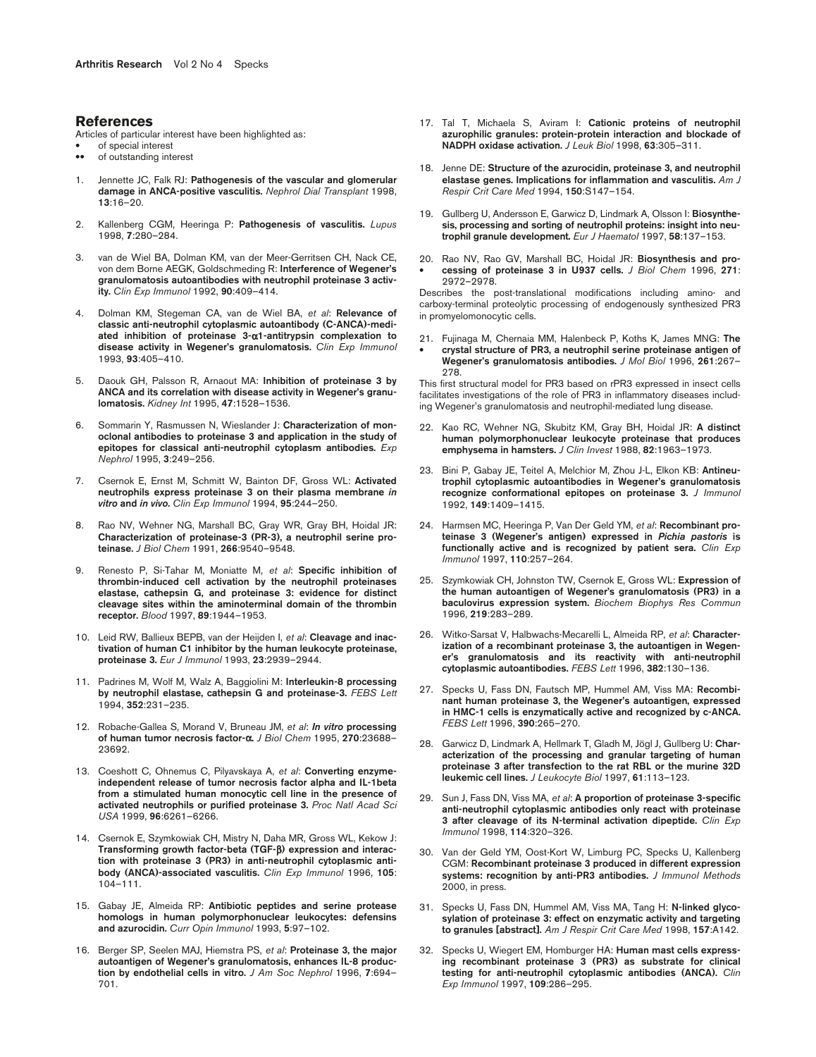## References

Articles of particular interest have been highlighted as:

- • of special interest
- •• of outstanding interest

1. Jennette JC, Falk RJ: **Pathogenesis of the vascular and glomerular damage in ANCA-positive vasculitis.** *Nephrol Dial Transplant* 1998, **13**:16–20.

2. Kallenberg CGM, Heeringa P: **Pathogenesis of vasculitis.** *Lupus* 1998, **7**:280–284.

3. van de Wiel BA, Dolman KM, van der Meer-Gerritsen CH, Nack CE, von dem Borne AEGK, Goldschmeding R: **Interference of Wegener's granulomatosis autoantibodies with neutrophil proteinase 3 activity.** *Clin Exp Immunol* 1992, **90**:409–414.

4. Dolman KM, Stegeman CA, van de Wiel BA, *et al*: **Relevance of classic anti-neutrophil cytoplasmic autoantibody (C-ANCA)-mediated inhibition of proteinase 3-α1-antitrypsin complexation to disease activity in Wegener's granulomatosis.** *Clin Exp Immunol* 1993, **93**:405–410.

5. Daouk GH, Palsson R, Arnaout MA: **Inhibition of proteinase 3 by ANCA and its correlation with disease activity in Wegener's granulomatosis.** *Kidney Int* 1995, **47**:1528–1536.

6. Sommarin Y, Rasmussen N, Wieslander J: **Characterization of monoclonal antibodies to proteinase 3 and application in the study of epitopes for classical anti-neutrophil cytoplasm antibodies.** *Exp Nephrol* 1995, **3**:249–256.

7. Csernok E, Ernst M, Schmitt W, Bainton DF, Gross WL: **Activated neutrophils express proteinase 3 on their plasma membrane *in vitro* and *in vivo*.** *Clin Exp Immunol* 1994, **95**:244–250.

8. Rao NV, Wehner NG, Marshall BC, Gray WR, Gray BH, Hoidal JR: **Characterization of proteinase-3 (PR-3), a neutrophil serine proteinase.** *J Biol Chem* 1991, **266**:9540–9548.

9. Renesto P, Si-Tahar M, Moniatte M, *et al*: **Specific inhibition of thrombin-induced cell activation by the neutrophil proteinases elastase, cathepsin G, and proteinase 3: evidence for distinct cleavage sites within the aminoterminal domain of the thrombin receptor.** *Blood* 1997, **89**:1944–1953.

10. Leid RW, Ballieux BEPB, van der Heijden I, *et al*: **Cleavage and inactivation of human C1 inhibitor by the human leukocyte proteinase, proteinase 3.** *Eur J Immunol* 1993, **23**:2939–2944.

11. Padrines M, Wolf M, Walz A, Baggiolini M: **Interleukin-8 processing by neutrophil elastase, cathepsin G and proteinase-3.** *FEBS Lett* 1994, **352**:231–235.

12. Robache-Gallea S, Morand V, Bruneau JM, *et al*: ***In vitro* processing of human tumor necrosis factor-α.** *J Biol Chem* 1995, **270**:23688–23692.

13. Coeshott C, Ohnemus C, Pilyavskaya A, *et al*: **Converting enzyme-independent release of tumor necrosis factor alpha and IL-1beta from a stimulated human monocytic cell line in the presence of activated neutrophils or purified proteinase 3.** *Proc Natl Acad Sci USA* 1999, **96**:6261–6266.

14. Csernok E, Szymkowiak CH, Mistry N, Daha MR, Gross WL, Kekow J: **Transforming growth factor-beta (TGF-β) expression and interaction with proteinase 3 (PR3) in anti-neutrophil cytoplasmic antibody (ANCA)-associated vasculitis.** *Clin Exp Immunol* 1996, **105**: 104–111.

15. Gabay JE, Almeida RP: **Antibiotic peptides and serine protease homologs in human polymorphonuclear leukocytes: defensins and azurocidin.** *Curr Opin Immunol* 1993, **5**:97–102.

16. Berger SP, Seelen MAJ, Hiemstra PS, *et al*: **Proteinase 3, the major autoantigen of Wegener's granulomatosis, enhances IL-8 production by endothelial cells in vitro.** *J Am Soc Nephrol* 1996, **7**:694–701.

17. Tal T, Michaela S, Aviram I: **Cationic proteins of neutrophil azurophilic granules: protein-protein interaction and blockade of NADPH oxidase activation.** *J Leuk Biol* 1998, **63**:305–311.

18. Jenne DE: **Structure of the azurocidin, proteinase 3, and neutrophil elastase genes. Implications for inflammation and vasculitis.** *Am J Respir Crit Care Med* 1994, **150**:S147–154.

19. Gullberg U, Andersson E, Garwicz D, Lindmark A, Olsson I: **Biosynthesis, processing and sorting of neutrophil proteins: insight into neutrophil granule development.** *Eur J Haematol* 1997, **58**:137–153.

20. • Rao NV, Rao GV, Marshall BC, Hoidal JR: **Biosynthesis and processing of proteinase 3 in U937 cells.** *J Biol Chem* 1996, **271**: 2972–2978.

Describes the post-translational modifications including amino- and carboxy-terminal proteolytic processing of endogenously synthesized PR3 in promyelomonocytic cells.

21. • Fujinaga M, Chernaia MM, Halenbeck P, Koths K, James MNG: **The crystal structure of PR3, a neutrophil serine proteinase antigen of Wegener's granulomatosis antibodies.** *J Mol Biol* 1996, **261**:267–278.

This first structural model for PR3 based on rPR3 expressed in insect cells facilitates investigations of the role of PR3 in inflammatory diseases including Wegener's granulomatosis and neutrophil-mediated lung disease.

22. Kao RC, Wehner NG, Skubitz KM, Gray BH, Hoidal JR: **A distinct human polymorphonuclear leukocyte proteinase that produces emphysema in hamsters.** *J Clin Invest* 1988, **82**:1963–1973.

23. Bini P, Gabay JE, Teitel A, Melchior M, Zhou J-L, Elkon KB: **Antineutrophil cytoplasmic autoantibodies in Wegener's granulomatosis recognize conformational epitopes on proteinase 3.** *J Immunol* 1992, **149**:1409–1415.

24. Harmsen MC, Heeringa P, Van Der Geld YM, *et al*: **Recombinant proteinase 3 (Wegener's antigen) expressed in *Pichia pastoris* is functionally active and is recognized by patient sera.** *Clin Exp Immunol* 1997, **110**:257–264.

25. Szymkowiak CH, Johnston TW, Csernok E, Gross WL: **Expression of the human autoantigen of Wegener's granulomatosis (PR3) in a baculovirus expression system.** *Biochem Biophys Res Commun* 1996, **219**:283–289.

26. Witko-Sarsat V, Halbwachs-Mecarelli L, Almeida RP, *et al*: **Characterization of a recombinant proteinase 3, the autoantigen in Wegener's granulomatosis and its reactivity with anti-neutrophil cytoplasmic autoantibodies.** *FEBS Lett* 1996, **382**:130–136.

27. Specks U, Fass DN, Fautsch MP, Hummel AM, Viss MA: **Recombinant human proteinase 3, the Wegener's autoantigen, expressed in HMC-1 cells is enzymatically active and recognized by c-ANCA.** *FEBS Lett* 1996, **390**:265–270.

28. Garwicz D, Lindmark A, Hellmark T, Gladh M, Jögl J, Gullberg U: **Characterization of the processing and granular targeting of human proteinase 3 after transfection to the rat RBL or the murine 32D leukemic cell lines.** *J Leukocyte Biol* 1997, **61**:113–123.

29. Sun J, Fass DN, Viss MA, *et al*: **A proportion of proteinase 3-specific anti-neutrophil cytoplasmic antibodies only react with proteinase 3 after cleavage of its N-terminal activation dipeptide.** *Clin Exp Immunol* 1998, **114**:320–326.

30. Van der Geld YM, Oost-Kort W, Limburg PC, Specks U, Kallenberg CGM: **Recombinant proteinase 3 produced in different expression systems: recognition by anti-PR3 antibodies.** *J Immunol Methods* 2000, in press.

31. Specks U, Fass DN, Hummel AM, Viss MA, Tang H: **N-linked glycosylation of proteinase 3: effect on enzymatic activity and targeting to granules [abstract].** *Am J Respir Crit Care Med* 1998, **157**:A142.

32. Specks U, Wiegert EM, Homburger HA: **Human mast cells expressing recombinant proteinase 3 (PR3) as substrate for clinical testing for anti-neutrophil cytoplasmic antibodies (ANCA).** *Clin Exp Immunol* 1997, **109**:286–295.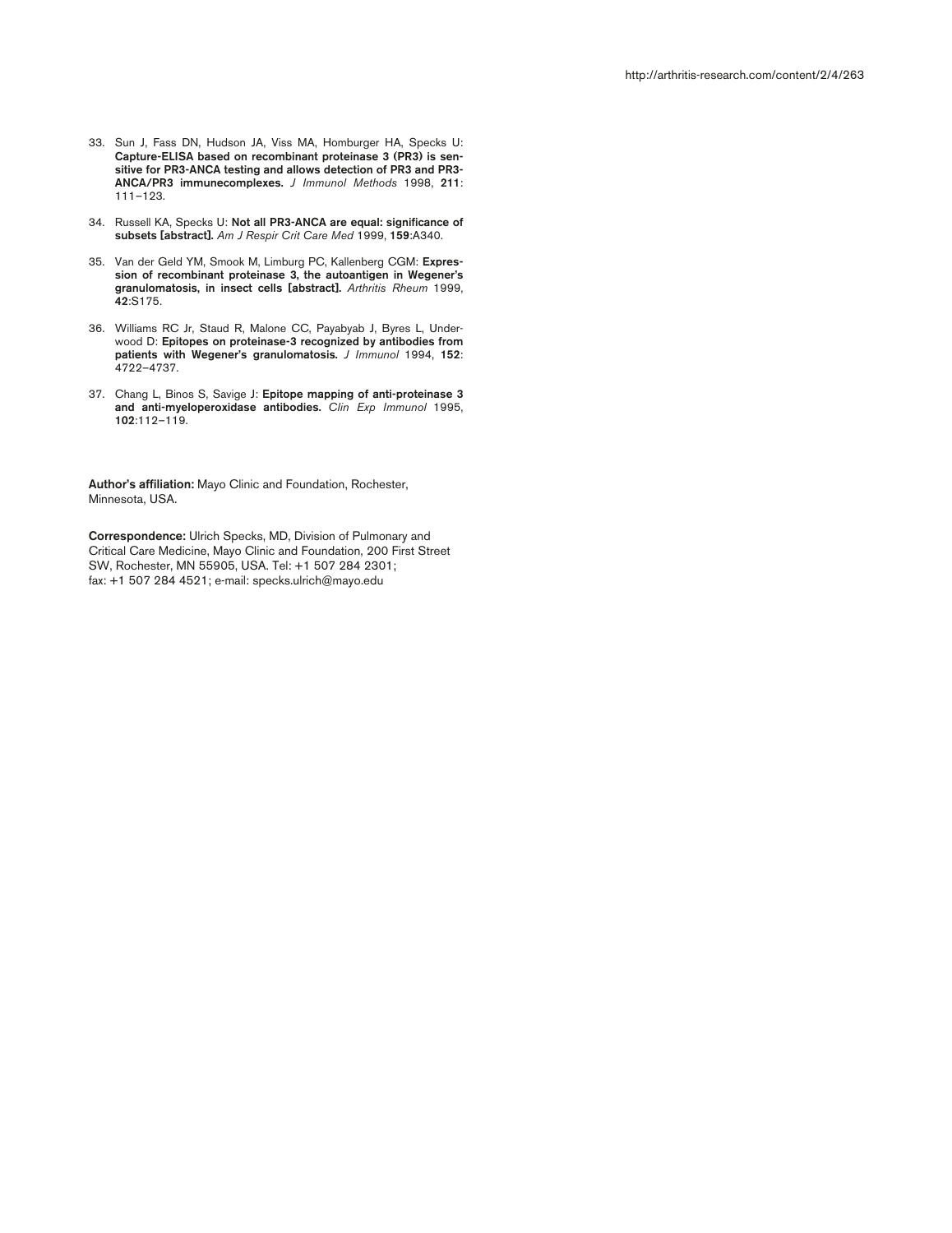33. Sun J, Fass DN, Hudson JA, Viss MA, Homburger HA, Specks U: **Capture-ELISA based on recombinant proteinase 3 (PR3) is sensitive for PR3-ANCA testing and allows detection of PR3 and PR3-ANCA/PR3 immunecomplexes.** *J Immunol Methods* 1998, **211**: 111–123.

34. Russell KA, Specks U: **Not all PR3-ANCA are equal: significance of subsets [abstract].** *Am J Respir Crit Care Med* 1999, **159**:A340.

35. Van der Geld YM, Smook M, Limburg PC, Kallenberg CGM: **Expression of recombinant proteinase 3, the autoantigen in Wegener's granulomatosis, in insect cells [abstract].** *Arthritis Rheum* 1999, **42**:S175.

36. Williams RC Jr, Staud R, Malone CC, Payabyab J, Byres L, Underwood D: **Epitopes on proteinase-3 recognized by antibodies from patients with Wegener's granulomatosis.** *J Immunol* 1994, **152**: 4722–4737.

37. Chang L, Binos S, Savige J: **Epitope mapping of anti-proteinase 3 and anti-myeloperoxidase antibodies.** *Clin Exp Immunol* 1995, **102**:112–119.

**Author's affiliation:** Mayo Clinic and Foundation, Rochester, Minnesota, USA.

**Correspondence:** Ulrich Specks, MD, Division of Pulmonary and Critical Care Medicine, Mayo Clinic and Foundation, 200 First Street SW, Rochester, MN 55905, USA. Tel: +1 507 284 2301; fax: +1 507 284 4521; e-mail: specks.ulrich@mayo.edu